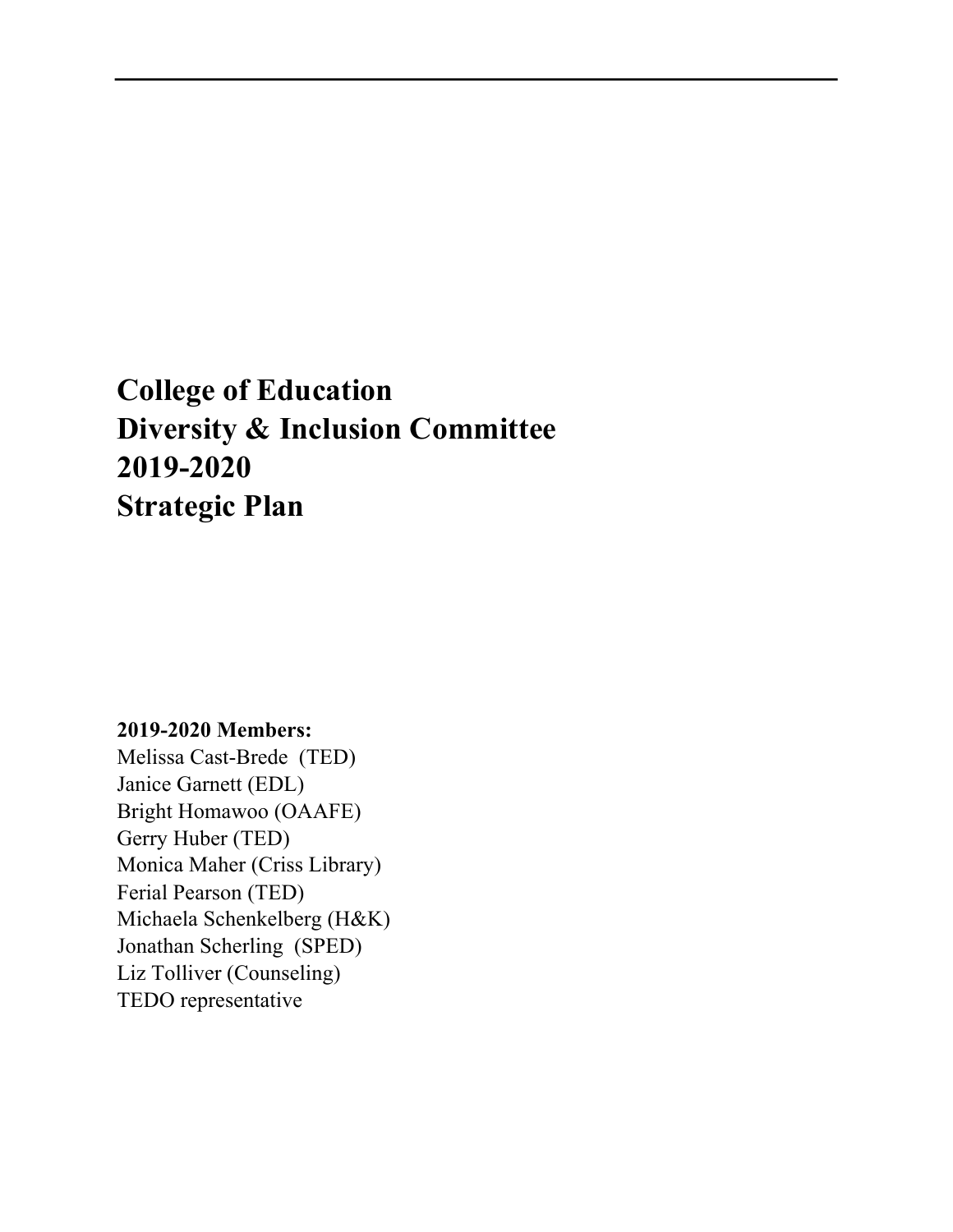# College of Education
# Diversity & Inclusion Committee
# 2019-2020
# Strategic Plan

**2019-2020 Members:**

Melissa Cast-Brede (TED)
Janice Garnett (EDL)
Bright Homawoo (OAAFE)
Gerry Huber (TED)
Monica Maher (Criss Library)
Ferial Pearson (TED)
Michaela Schenkelberg (H&K)
Jonathan Scherling (SPED)
Liz Tolliver (Counseling)
TEDO representative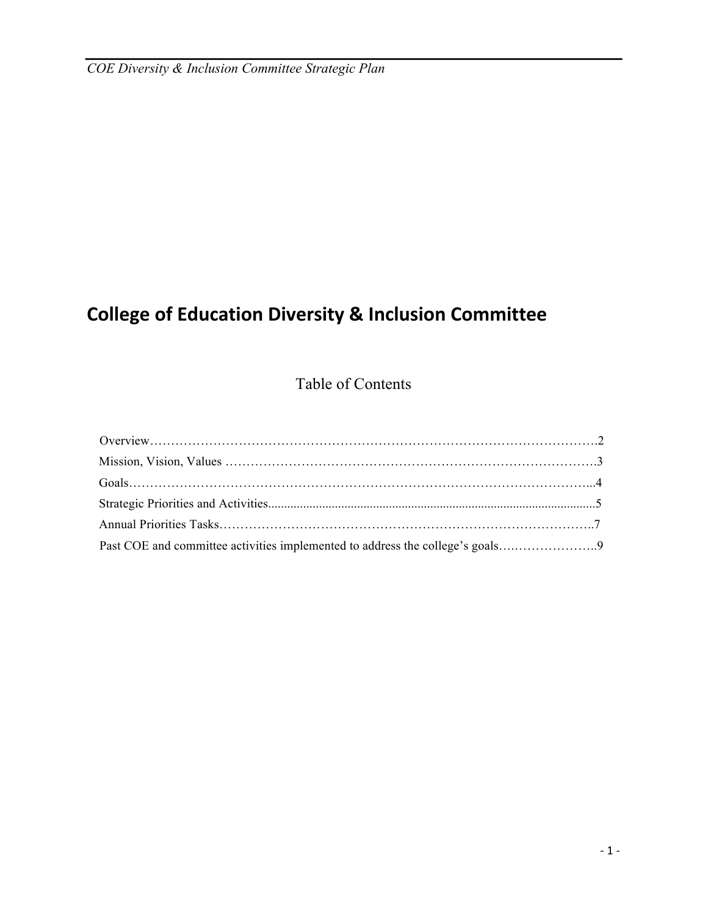# College of Education Diversity & Inclusion Committee

## Table of Contents

Overview……………………………………………………………………………………………….2

Mission, Vision, Values ……………………………………………………………………………….3

Goals……………………………………………………………………………………………...4

Strategic Priorities and Activities.......................................................................................................5

Annual Priorities Tasks………………………………………………………………………………..7

Past COE and committee activities implemented to address the college's goals….………………..9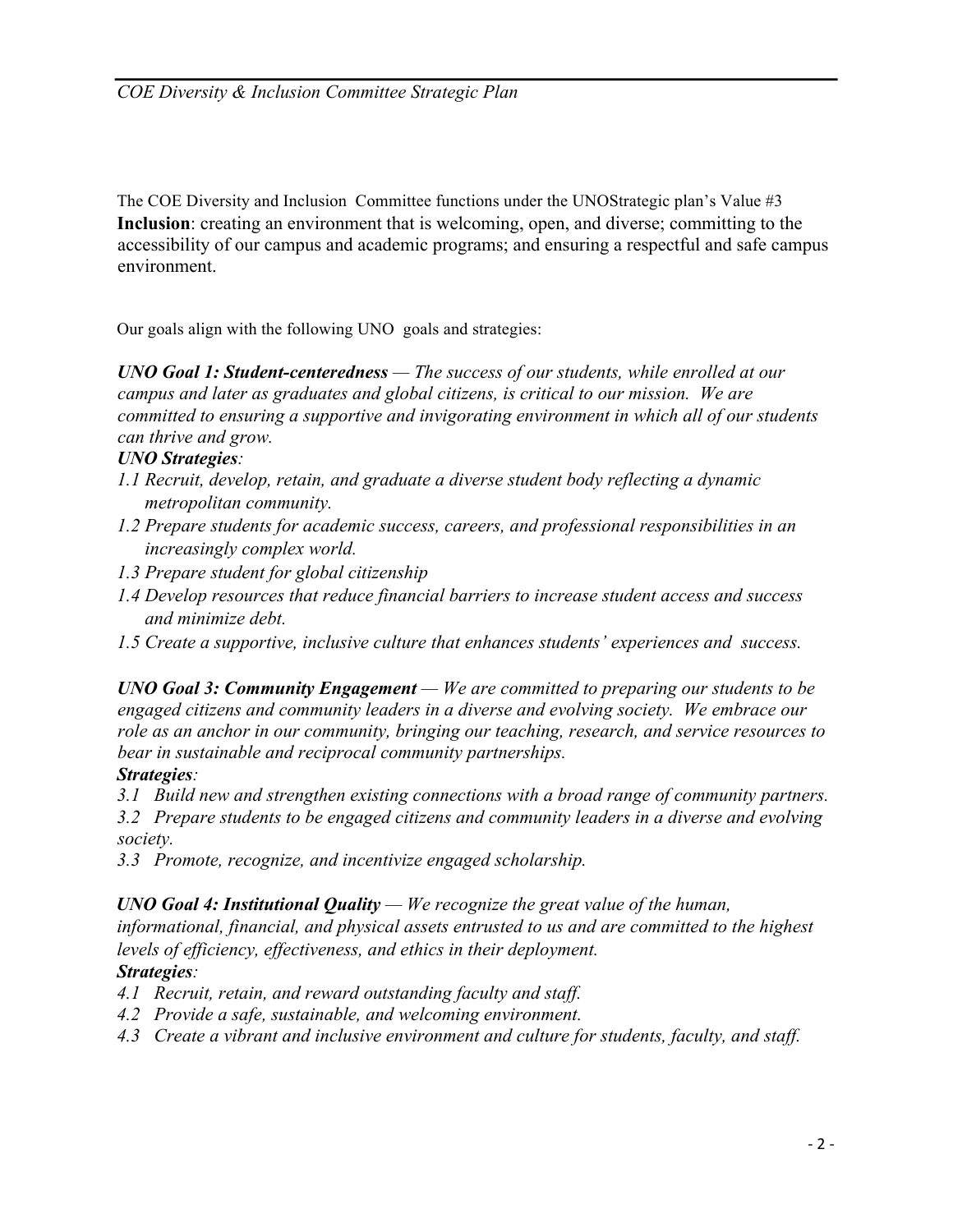The COE Diversity and Inclusion Committee functions under the UNOStrategic plan's Value #3 **Inclusion**: creating an environment that is welcoming, open, and diverse; committing to the accessibility of our campus and academic programs; and ensuring a respectful and safe campus environment.

Our goals align with the following UNO goals and strategies:

***UNO Goal 1: Student-centeredness*** *— The success of our students, while enrolled at our campus and later as graduates and global citizens, is critical to our mission. We are committed to ensuring a supportive and invigorating environment in which all of our students can thrive and grow.*

***UNO Strategies****:*

*1.1 Recruit, develop, retain, and graduate a diverse student body reflecting a dynamic metropolitan community.*

*1.2 Prepare students for academic success, careers, and professional responsibilities in an increasingly complex world.*

*1.3 Prepare student for global citizenship*

*1.4 Develop resources that reduce financial barriers to increase student access and success and minimize debt.*

*1.5 Create a supportive, inclusive culture that enhances students' experiences and success.*

***UNO Goal 3: Community Engagement*** *— We are committed to preparing our students to be engaged citizens and community leaders in a diverse and evolving society. We embrace our role as an anchor in our community, bringing our teaching, research, and service resources to bear in sustainable and reciprocal community partnerships.*

***Strategies****:*

*3.1 Build new and strengthen existing connections with a broad range of community partners.*

*3.2 Prepare students to be engaged citizens and community leaders in a diverse and evolving society.*

*3.3 Promote, recognize, and incentivize engaged scholarship.*

***UNO Goal 4: Institutional Quality*** *— We recognize the great value of the human, informational, financial, and physical assets entrusted to us and are committed to the highest levels of efficiency, effectiveness, and ethics in their deployment.*

***Strategies****:*

*4.1 Recruit, retain, and reward outstanding faculty and staff.*

*4.2 Provide a safe, sustainable, and welcoming environment.*

*4.3 Create a vibrant and inclusive environment and culture for students, faculty, and staff.*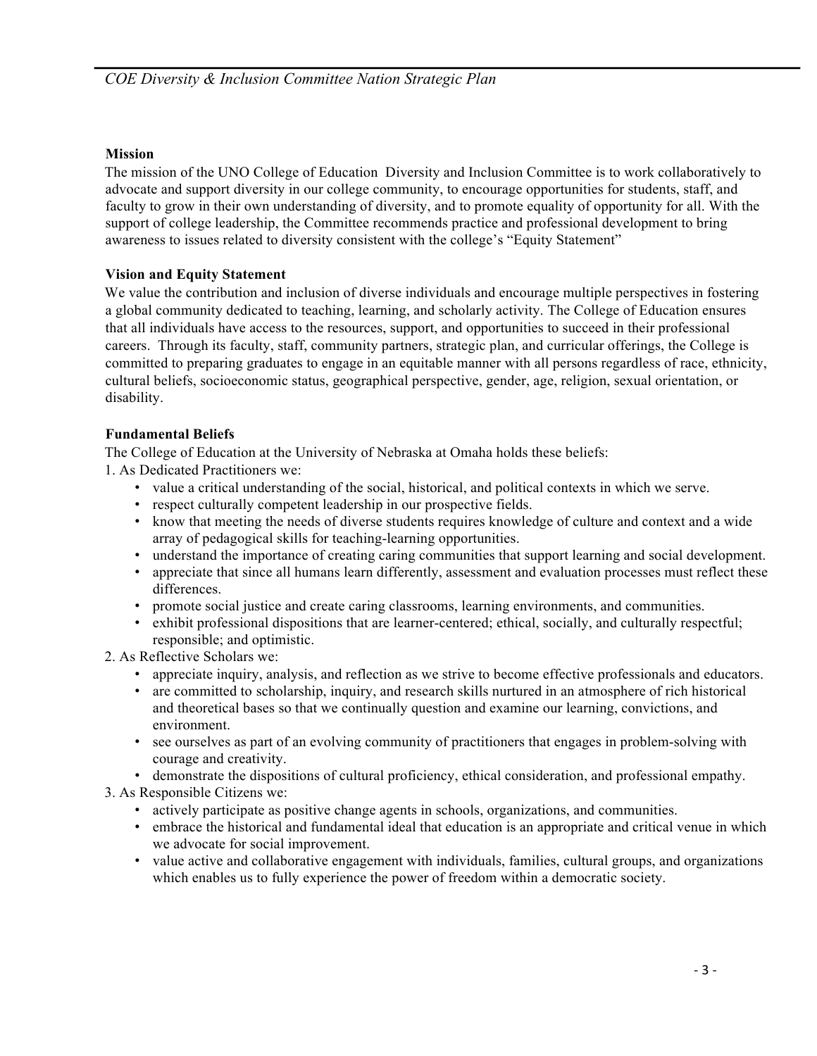**Mission**

The mission of the UNO College of Education Diversity and Inclusion Committee is to work collaboratively to advocate and support diversity in our college community, to encourage opportunities for students, staff, and faculty to grow in their own understanding of diversity, and to promote equality of opportunity for all. With the support of college leadership, the Committee recommends practice and professional development to bring awareness to issues related to diversity consistent with the college's "Equity Statement"

**Vision and Equity Statement**

We value the contribution and inclusion of diverse individuals and encourage multiple perspectives in fostering a global community dedicated to teaching, learning, and scholarly activity. The College of Education ensures that all individuals have access to the resources, support, and opportunities to succeed in their professional careers. Through its faculty, staff, community partners, strategic plan, and curricular offerings, the College is committed to preparing graduates to engage in an equitable manner with all persons regardless of race, ethnicity, cultural beliefs, socioeconomic status, geographical perspective, gender, age, religion, sexual orientation, or disability.

**Fundamental Beliefs**

The College of Education at the University of Nebraska at Omaha holds these beliefs:

1. As Dedicated Practitioners we:
   - value a critical understanding of the social, historical, and political contexts in which we serve.
   - respect culturally competent leadership in our prospective fields.
   - know that meeting the needs of diverse students requires knowledge of culture and context and a wide array of pedagogical skills for teaching-learning opportunities.
   - understand the importance of creating caring communities that support learning and social development.
   - appreciate that since all humans learn differently, assessment and evaluation processes must reflect these differences.
   - promote social justice and create caring classrooms, learning environments, and communities.
   - exhibit professional dispositions that are learner-centered; ethical, socially, and culturally respectful; responsible; and optimistic.
2. As Reflective Scholars we:
   - appreciate inquiry, analysis, and reflection as we strive to become effective professionals and educators.
   - are committed to scholarship, inquiry, and research skills nurtured in an atmosphere of rich historical and theoretical bases so that we continually question and examine our learning, convictions, and environment.
   - see ourselves as part of an evolving community of practitioners that engages in problem-solving with courage and creativity.
   - demonstrate the dispositions of cultural proficiency, ethical consideration, and professional empathy.
3. As Responsible Citizens we:
   - actively participate as positive change agents in schools, organizations, and communities.
   - embrace the historical and fundamental ideal that education is an appropriate and critical venue in which we advocate for social improvement.
   - value active and collaborative engagement with individuals, families, cultural groups, and organizations which enables us to fully experience the power of freedom within a democratic society.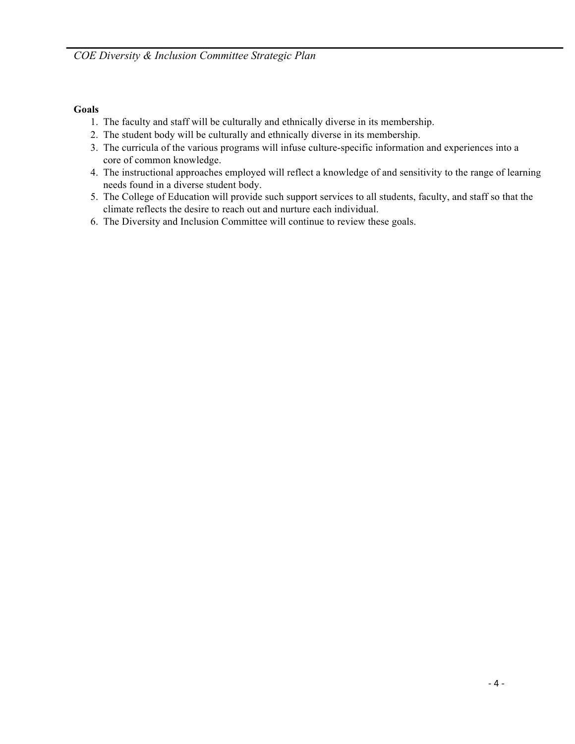**Goals**

1. The faculty and staff will be culturally and ethnically diverse in its membership.
2. The student body will be culturally and ethnically diverse in its membership.
3. The curricula of the various programs will infuse culture-specific information and experiences into a core of common knowledge.
4. The instructional approaches employed will reflect a knowledge of and sensitivity to the range of learning needs found in a diverse student body.
5. The College of Education will provide such support services to all students, faculty, and staff so that the climate reflects the desire to reach out and nurture each individual.
6. The Diversity and Inclusion Committee will continue to review these goals.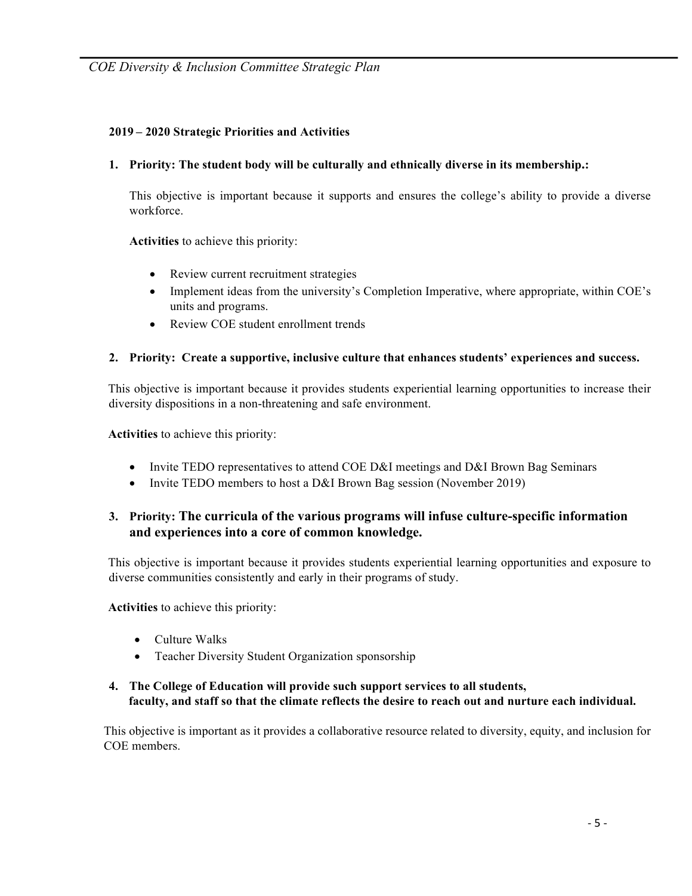**2019 – 2020 Strategic Priorities and Activities**

1. **Priority: The student body will be culturally and ethnically diverse in its membership.:**

   This objective is important because it supports and ensures the college's ability to provide a diverse workforce.

   **Activities** to achieve this priority:

   - Review current recruitment strategies
   - Implement ideas from the university's Completion Imperative, where appropriate, within COE's units and programs.
   - Review COE student enrollment trends

2. **Priority: Create a supportive, inclusive culture that enhances students' experiences and success.**

This objective is important because it provides students experiential learning opportunities to increase their diversity dispositions in a non-threatening and safe environment.

**Activities** to achieve this priority:

- Invite TEDO representatives to attend COE D&I meetings and D&I Brown Bag Seminars
- Invite TEDO members to host a D&I Brown Bag session (November 2019)

3. **Priority: The curricula of the various programs will infuse culture-specific information and experiences into a core of common knowledge.**

This objective is important because it provides students experiential learning opportunities and exposure to diverse communities consistently and early in their programs of study.

**Activities** to achieve this priority:

- Culture Walks
- Teacher Diversity Student Organization sponsorship

4. **The College of Education will provide such support services to all students, faculty, and staff so that the climate reflects the desire to reach out and nurture each individual.**

This objective is important as it provides a collaborative resource related to diversity, equity, and inclusion for COE members.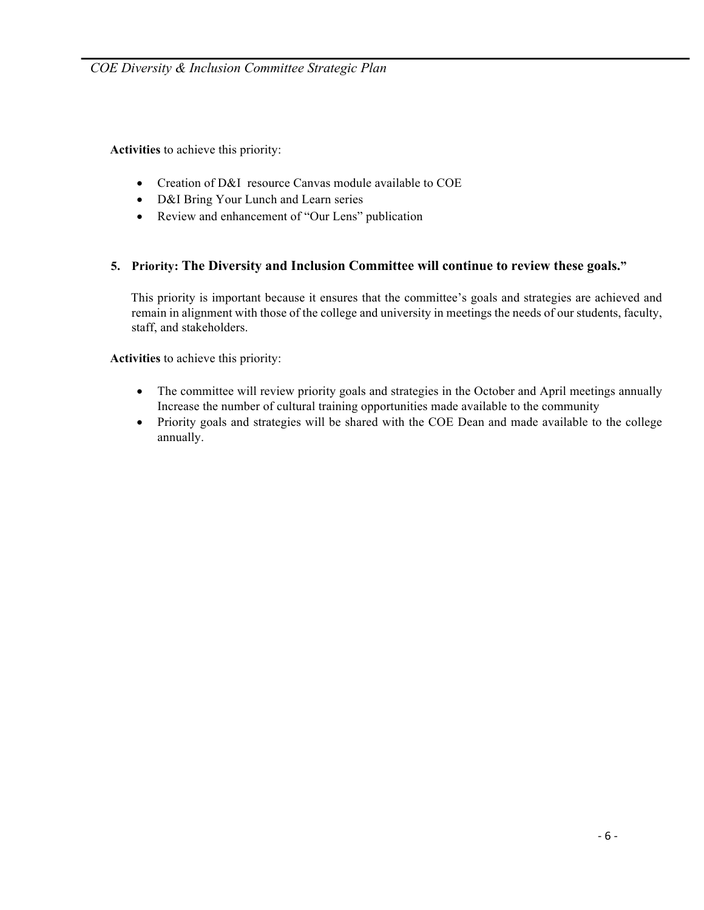**Activities** to achieve this priority:

- Creation of D&I resource Canvas module available to COE
- D&I Bring Your Lunch and Learn series
- Review and enhancement of "Our Lens" publication

### 5. Priority: The Diversity and Inclusion Committee will continue to review these goals."

This priority is important because it ensures that the committee's goals and strategies are achieved and remain in alignment with those of the college and university in meetings the needs of our students, faculty, staff, and stakeholders.

**Activities** to achieve this priority:

- The committee will review priority goals and strategies in the October and April meetings annually Increase the number of cultural training opportunities made available to the community
- Priority goals and strategies will be shared with the COE Dean and made available to the college annually.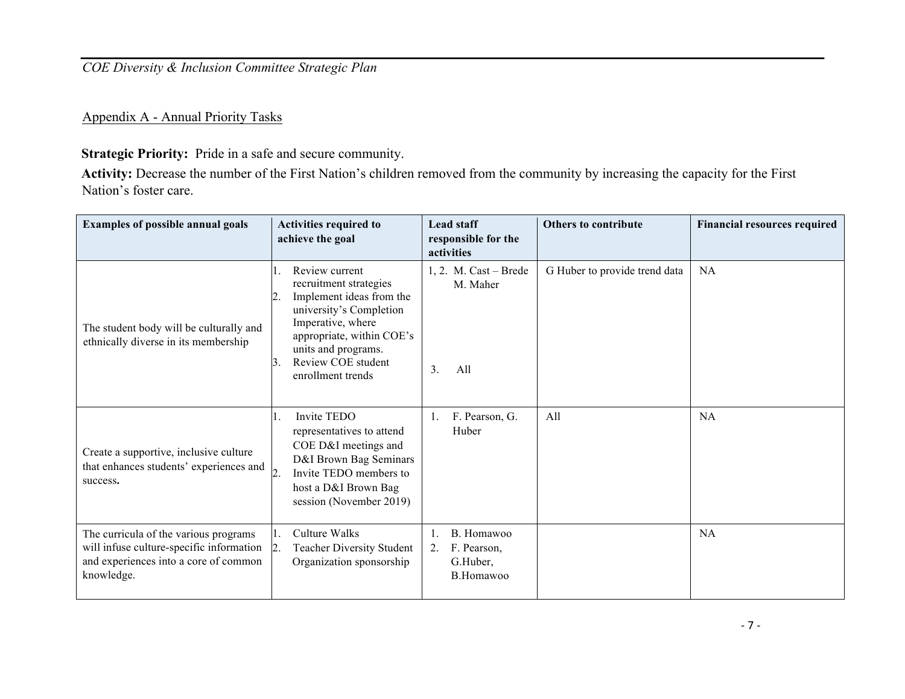Appendix A - Annual Priority Tasks

**Strategic Priority:** Pride in a safe and secure community.

**Activity:** Decrease the number of the First Nation's children removed from the community by increasing the capacity for the First Nation's foster care.

| Examples of possible annual goals | Activities required to achieve the goal | Lead staff responsible for the activities | Others to contribute | Financial resources required |
|---|---|---|---|---|
| The student body will be culturally and ethnically diverse in its membership | 1. Review current recruitment strategies<br>2. Implement ideas from the university's Completion Imperative, where appropriate, within COE's units and programs.<br>3. Review COE student enrollment trends | 1, 2. M. Cast – Brede M. Maher<br>3. All | G Huber to provide trend data | NA |
| Create a supportive, inclusive culture that enhances students' experiences and success. | 1. Invite TEDO representatives to attend COE D&I meetings and D&I Brown Bag Seminars<br>2. Invite TEDO members to host a D&I Brown Bag session (November 2019) | 1. F. Pearson, G. Huber | All | NA |
| The curricula of the various programs will infuse culture-specific information and experiences into a core of common knowledge. | 1. Culture Walks<br>2. Teacher Diversity Student Organization sponsorship | 1. B. Homawoo<br>2. F. Pearson, G.Huber, B.Homawoo | | NA |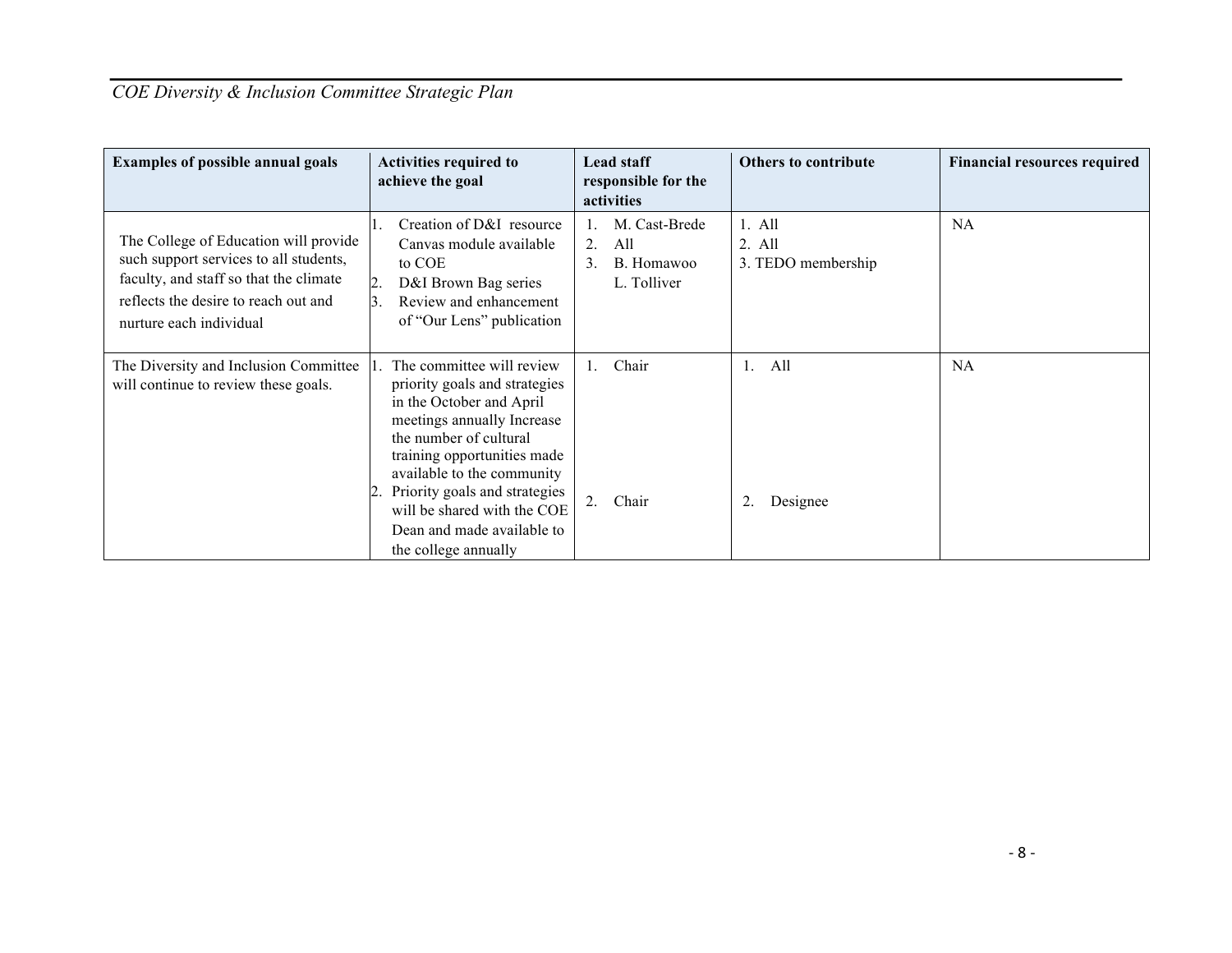| Examples of possible annual goals | Activities required to achieve the goal | Lead staff responsible for the activities | Others to contribute | Financial resources required |
|---|---|---|---|---|
| The College of Education will provide such support services to all students, faculty, and staff so that the climate reflects the desire to reach out and nurture each individual | 1. Creation of D&I resource Canvas module available to COE<br>2. D&I Brown Bag series<br>3. Review and enhancement of "Our Lens" publication | 1. M. Cast-Brede<br>2. All<br>3. B. Homawoo L. Tolliver | 1. All<br>2. All<br>3. TEDO membership | NA |
| The Diversity and Inclusion Committee will continue to review these goals. | 1. The committee will review priority goals and strategies in the October and April meetings annually Increase the number of cultural training opportunities made available to the community<br>2. Priority goals and strategies will be shared with the COE Dean and made available to the college annually | 1. Chair<br>2. Chair | 1. All<br>2. Designee | NA |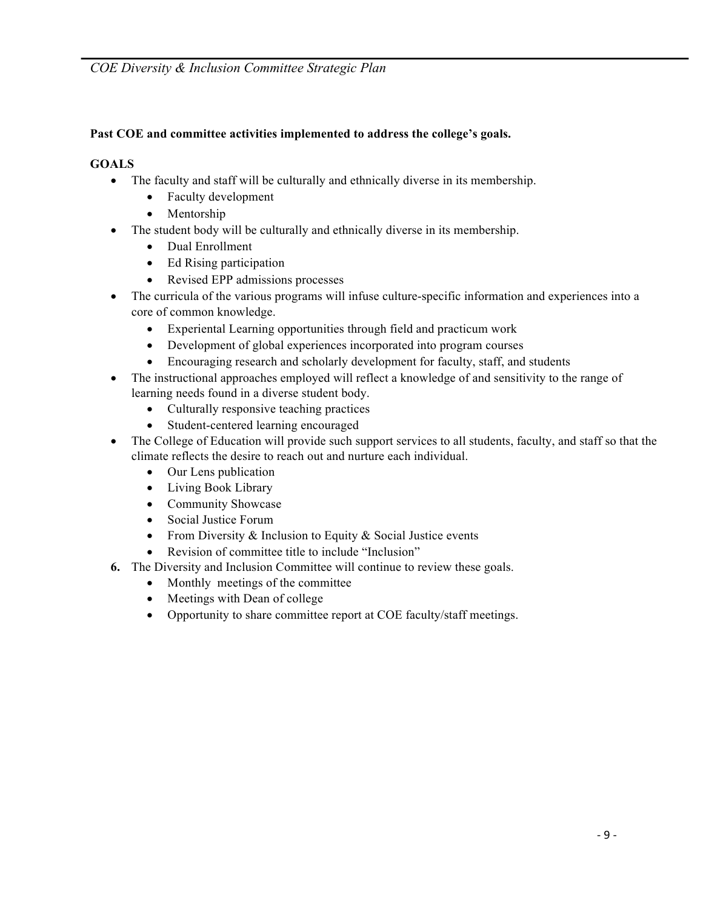**Past COE and committee activities implemented to address the college's goals.**

**GOALS**

- The faculty and staff will be culturally and ethnically diverse in its membership.
  - Faculty development
  - Mentorship
- The student body will be culturally and ethnically diverse in its membership.
  - Dual Enrollment
  - Ed Rising participation
  - Revised EPP admissions processes
- The curricula of the various programs will infuse culture-specific information and experiences into a core of common knowledge.
  - Experiental Learning opportunities through field and practicum work
  - Development of global experiences incorporated into program courses
  - Encouraging research and scholarly development for faculty, staff, and students
- The instructional approaches employed will reflect a knowledge of and sensitivity to the range of learning needs found in a diverse student body.
  - Culturally responsive teaching practices
  - Student-centered learning encouraged
- The College of Education will provide such support services to all students, faculty, and staff so that the climate reflects the desire to reach out and nurture each individual.
  - Our Lens publication
  - Living Book Library
  - Community Showcase
  - Social Justice Forum
  - From Diversity & Inclusion to Equity & Social Justice events
  - Revision of committee title to include "Inclusion"

**6.** The Diversity and Inclusion Committee will continue to review these goals.
  - Monthly meetings of the committee
  - Meetings with Dean of college
  - Opportunity to share committee report at COE faculty/staff meetings.